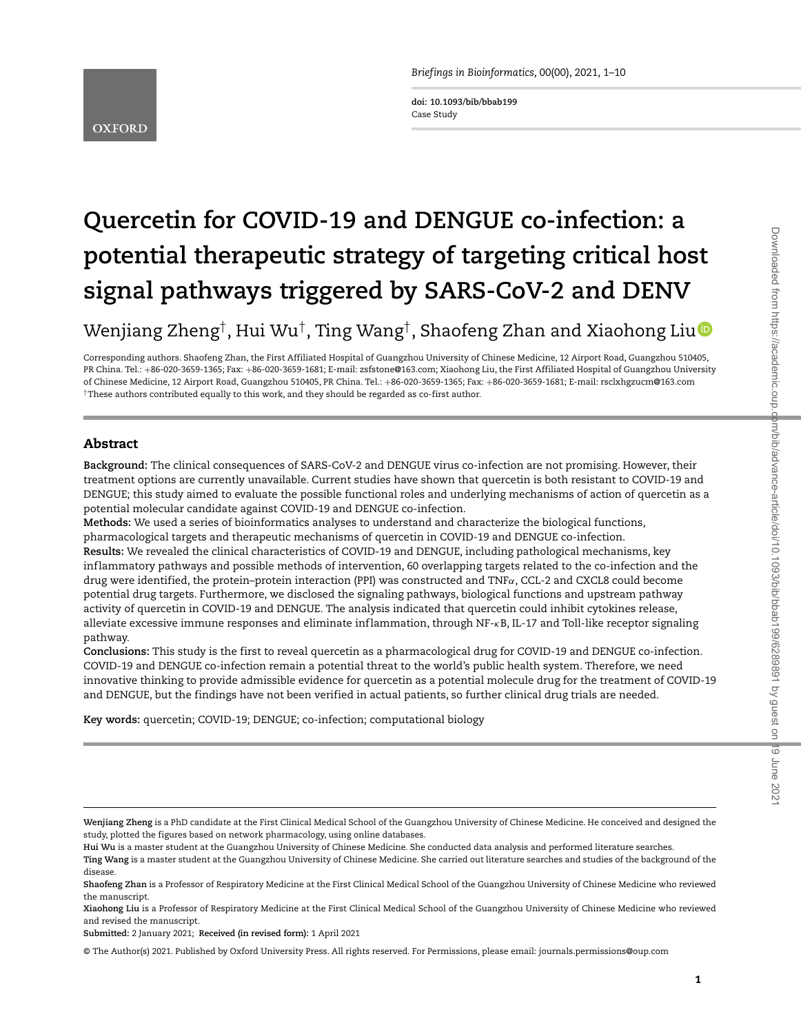doi: 10.1093/bib/bbab199
Case Study

# Quercetin for COVID-19 and DENGUE co-infection: a potential therapeutic strategy of targeting critical host signal pathways triggered by SARS-CoV-2 and DENV

Wenjiang Zheng[†], Hui Wu[†], Ting Wang[†], Shaofeng Zhan and Xiaohong Liu

Corresponding authors. Shaofeng Zhan, the First Affiliated Hospital of Guangzhou University of Chinese Medicine, 12 Airport Road, Guangzhou 510405, PR China. Tel.: +86-020-3659-1365; Fax: +86-020-3659-1681; E-mail: zsfstone@163.com; Xiaohong Liu, the First Affiliated Hospital of Guangzhou University of Chinese Medicine, 12 Airport Road, Guangzhou 510405, PR China. Tel.: +86-020-3659-1365; Fax: +86-020-3659-1681; E-mail: rsclxhgzucm@163.com
[†]These authors contributed equally to this work, and they should be regarded as co-first author.

## Abstract

**Background:** The clinical consequences of SARS-CoV-2 and DENGUE virus co-infection are not promising. However, their treatment options are currently unavailable. Current studies have shown that quercetin is both resistant to COVID-19 and DENGUE; this study aimed to evaluate the possible functional roles and underlying mechanisms of action of quercetin as a potential molecular candidate against COVID-19 and DENGUE co-infection.

**Methods:** We used a series of bioinformatics analyses to understand and characterize the biological functions, pharmacological targets and therapeutic mechanisms of quercetin in COVID-19 and DENGUE co-infection.

**Results:** We revealed the clinical characteristics of COVID-19 and DENGUE, including pathological mechanisms, key inflammatory pathways and possible methods of intervention, 60 overlapping targets related to the co-infection and the drug were identified, the protein–protein interaction (PPI) was constructed and TNF$\alpha$, CCL-2 and CXCL8 could become potential drug targets. Furthermore, we disclosed the signaling pathways, biological functions and upstream pathway activity of quercetin in COVID-19 and DENGUE. The analysis indicated that quercetin could inhibit cytokines release, alleviate excessive immune responses and eliminate inflammation, through NF-$\kappa$B, IL-17 and Toll-like receptor signaling pathway.

**Conclusions:** This study is the first to reveal quercetin as a pharmacological drug for COVID-19 and DENGUE co-infection. COVID-19 and DENGUE co-infection remain a potential threat to the world's public health system. Therefore, we need innovative thinking to provide admissible evidence for quercetin as a potential molecule drug for the treatment of COVID-19 and DENGUE, but the findings have not been verified in actual patients, so further clinical drug trials are needed.

**Key words:** quercetin; COVID-19; DENGUE; co-infection; computational biology

---

**Wenjiang Zheng** is a PhD candidate at the First Clinical Medical School of the Guangzhou University of Chinese Medicine. He conceived and designed the study, plotted the figures based on network pharmacology, using online databases.

**Hui Wu** is a master student at the Guangzhou University of Chinese Medicine. She conducted data analysis and performed literature searches.

**Ting Wang** is a master student at the Guangzhou University of Chinese Medicine. She carried out literature searches and studies of the background of the disease.

**Shaofeng Zhan** is a Professor of Respiratory Medicine at the First Clinical Medical School of the Guangzhou University of Chinese Medicine who reviewed the manuscript.

**Xiaohong Liu** is a Professor of Respiratory Medicine at the First Clinical Medical School of the Guangzhou University of Chinese Medicine who reviewed and revised the manuscript.

**Submitted:** 2 January 2021; **Received (in revised form):** 1 April 2021

© The Author(s) 2021. Published by Oxford University Press. All rights reserved. For Permissions, please email: journals.permissions@oup.com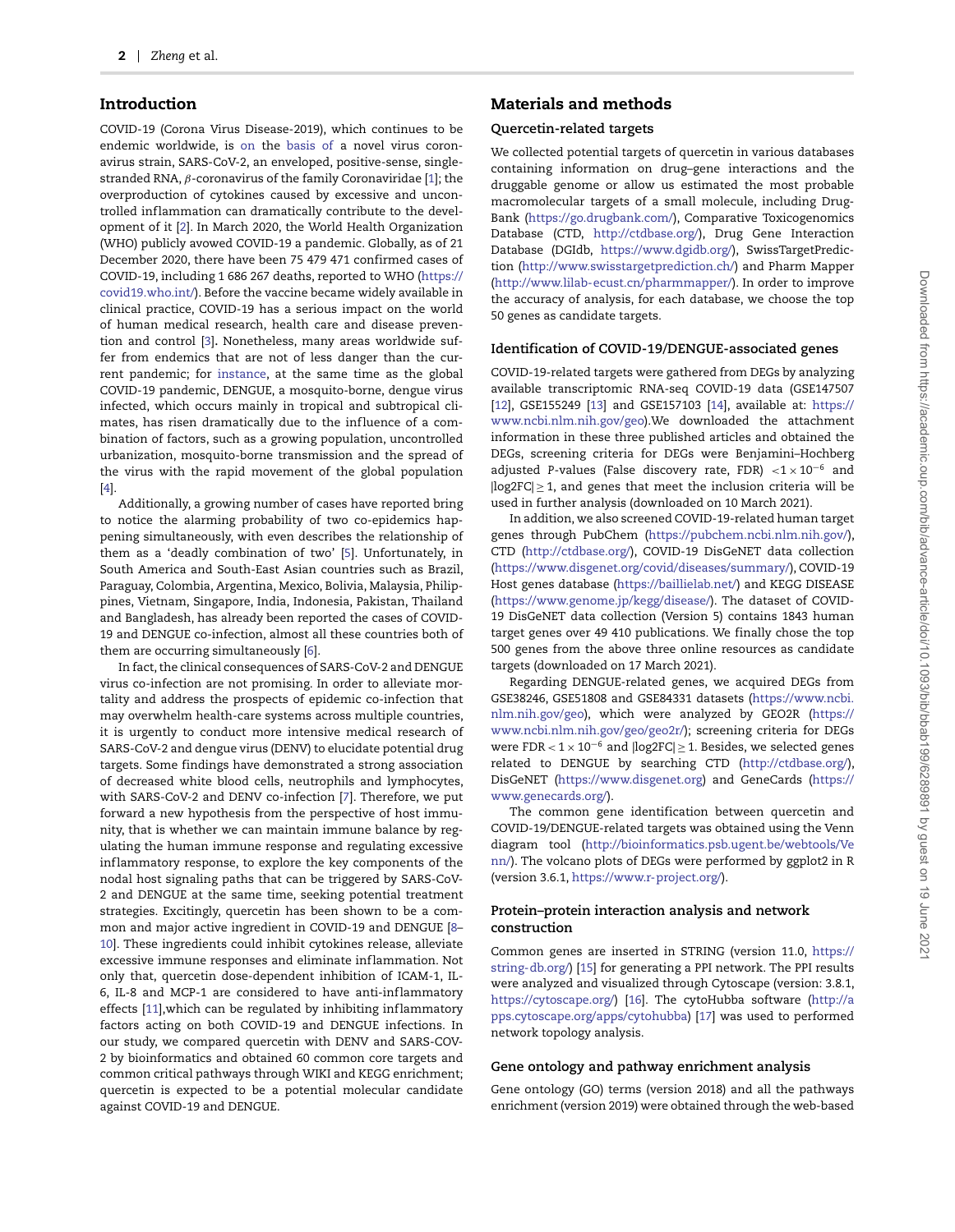## Introduction

COVID-19 (Corona Virus Disease-2019), which continues to be endemic worldwide, is on the basis of a novel virus coronavirus strain, SARS-CoV-2, an enveloped, positive-sense, single-stranded RNA, $\beta$-coronavirus of the family Coronaviridae [1]; the overproduction of cytokines caused by excessive and uncontrolled inflammation can dramatically contribute to the development of it [2]. In March 2020, the World Health Organization (WHO) publicly avowed COVID-19 a pandemic. Globally, as of 21 December 2020, there have been 75 479 471 confirmed cases of COVID-19, including 1 686 267 deaths, reported to WHO (https://covid19.who.int/). Before the vaccine became widely available in clinical practice, COVID-19 has a serious impact on the world of human medical research, health care and disease prevention and control [3]. Nonetheless, many areas worldwide suffer from endemics that are not of less danger than the current pandemic; for instance, at the same time as the global COVID-19 pandemic, DENGUE, a mosquito-borne, dengue virus infected, which occurs mainly in tropical and subtropical climates, has risen dramatically due to the influence of a combination of factors, such as a growing population, uncontrolled urbanization, mosquito-borne transmission and the spread of the virus with the rapid movement of the global population [4].

Additionally, a growing number of cases have reported bring to notice the alarming probability of two co-epidemics happening simultaneously, with even describes the relationship of them as a 'deadly combination of two' [5]. Unfortunately, in South America and South-East Asian countries such as Brazil, Paraguay, Colombia, Argentina, Mexico, Bolivia, Malaysia, Philippines, Vietnam, Singapore, India, Indonesia, Pakistan, Thailand and Bangladesh, has already been reported the cases of COVID-19 and DENGUE co-infection, almost all these countries both of them are occurring simultaneously [6].

In fact, the clinical consequences of SARS-CoV-2 and DENGUE virus co-infection are not promising. In order to alleviate mortality and address the prospects of epidemic co-infection that may overwhelm health-care systems across multiple countries, it is urgently to conduct more intensive medical research of SARS-CoV-2 and dengue virus (DENV) to elucidate potential drug targets. Some findings have demonstrated a strong association of decreased white blood cells, neutrophils and lymphocytes, with SARS-CoV-2 and DENV co-infection [7]. Therefore, we put forward a new hypothesis from the perspective of host immunity, that is whether we can maintain immune balance by regulating the human immune response and regulating excessive inflammatory response, to explore the key components of the nodal host signaling paths that can be triggered by SARS-CoV-2 and DENGUE at the same time, seeking potential treatment strategies. Excitingly, quercetin has been shown to be a common and major active ingredient in COVID-19 and DENGUE [8–10]. These ingredients could inhibit cytokines release, alleviate excessive immune responses and eliminate inflammation. Not only that, quercetin dose-dependent inhibition of ICAM-1, IL-6, IL-8 and MCP-1 are considered to have anti-inflammatory effects [11],which can be regulated by inhibiting inflammatory factors acting on both COVID-19 and DENGUE infections. In our study, we compared quercetin with DENV and SARS-COV-2 by bioinformatics and obtained 60 common core targets and common critical pathways through WIKI and KEGG enrichment; quercetin is expected to be a potential molecular candidate against COVID-19 and DENGUE.

## Materials and methods

### Quercetin-related targets

We collected potential targets of quercetin in various databases containing information on drug–gene interactions and the druggable genome or allow us estimated the most probable macromolecular targets of a small molecule, including DrugBank (https://go.drugbank.com/), Comparative Toxicogenomics Database (CTD, http://ctdbase.org/), Drug Gene Interaction Database (DGIdb, https://www.dgidb.org/), SwissTargetPrediction (http://www.swisstargetprediction.ch/) and Pharm Mapper (http://www.lilab-ecust.cn/pharmmapper/). In order to improve the accuracy of analysis, for each database, we choose the top 50 genes as candidate targets.

### Identification of COVID-19/DENGUE-associated genes

COVID-19-related targets were gathered from DEGs by analyzing available transcriptomic RNA-seq COVID-19 data (GSE147507 [12], GSE155249 [13] and GSE157103 [14], available at: https://www.ncbi.nlm.nih.gov/geo).We downloaded the attachment information in these three published articles and obtained the DEGs, screening criteria for DEGs were Benjamini–Hochberg adjusted P-values (False discovery rate, FDR) $<1\times10^{-6}$ and $|\log2FC| \geq 1$, and genes that meet the inclusion criteria will be used in further analysis (downloaded on 10 March 2021).

In addition, we also screened COVID-19-related human target genes through PubChem (https://pubchem.ncbi.nlm.nih.gov/), CTD (http://ctdbase.org/), COVID-19 DisGeNET data collection (https://www.disgenet.org/covid/diseases/summary/), COVID-19 Host genes database (https://baillielab.net/) and KEGG DISEASE (https://www.genome.jp/kegg/disease/). The dataset of COVID-19 DisGeNET data collection (Version 5) contains 1843 human target genes over 49 410 publications. We finally chose the top 500 genes from the above three online resources as candidate targets (downloaded on 17 March 2021).

Regarding DENGUE-related genes, we acquired DEGs from GSE38246, GSE51808 and GSE84331 datasets (https://www.ncbi.nlm.nih.gov/geo), which were analyzed by GEO2R (https://www.ncbi.nlm.nih.gov/geo/geo2r/); screening criteria for DEGs were $\text{FDR} < 1\times10^{-6}$ and $|\log2FC| \geq 1$. Besides, we selected genes related to DENGUE by searching CTD (http://ctdbase.org/), DisGeNET (https://www.disgenet.org) and GeneCards (https://www.genecards.org/).

The common gene identification between quercetin and COVID-19/DENGUE-related targets was obtained using the Venn diagram tool (http://bioinformatics.psb.ugent.be/webtools/Venn/). The volcano plots of DEGs were performed by ggplot2 in R (version 3.6.1, https://www.r-project.org/).

### Protein–protein interaction analysis and network construction

Common genes are inserted in STRING (version 11.0, https://string-db.org/) [15] for generating a PPI network. The PPI results were analyzed and visualized through Cytoscape (version: 3.8.1, https://cytoscape.org/) [16]. The cytoHubba software (http://apps.cytoscape.org/apps/cytohubba) [17] was used to performed network topology analysis.

### Gene ontology and pathway enrichment analysis

Gene ontology (GO) terms (version 2018) and all the pathways enrichment (version 2019) were obtained through the web-based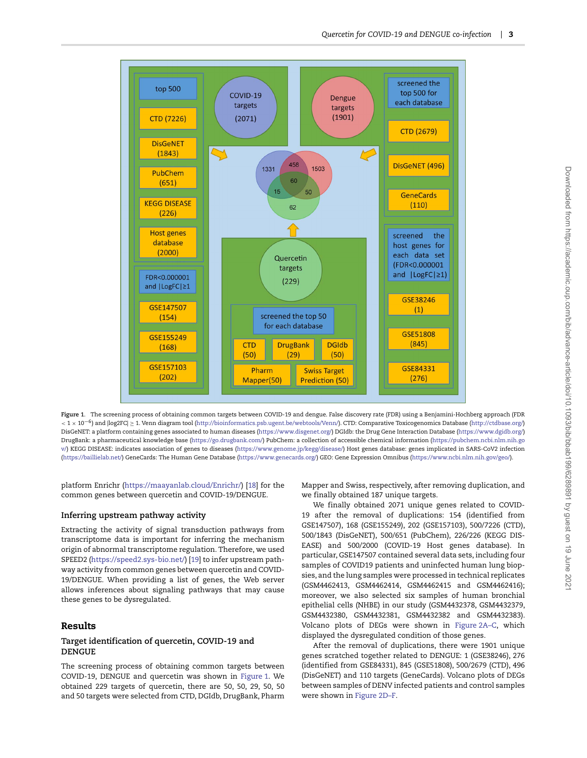**Figure 1.** The screening process of obtaining common targets between COVID-19 and dengue. False discovery rate (FDR) using a Benjamini-Hochberg approach (FDR $< 1 \times 10^{-6}$) and $|\log2FC| \geq 1$. Venn diagram tool (http://bioinformatics.psb.ugent.be/webtools/Venn/). CTD: Comparative Toxicogenomics Database (http://ctdbase.org/) DisGeNET: a platform containing genes associated to human diseases (https://www.disgenet.org/) DGIdb: the Drug Gene Interaction Database (https://www.dgidb.org/) DrugBank: a pharmaceutical knowledge base (https://go.drugbank.com/) PubChem: a collection of accessible chemical information (https://pubchem.ncbi.nlm.nih.gov/) KEGG DISEASE: indicates association of genes to diseases (https://www.genome.jp/kegg/disease/) Host genes database: genes implicated in SARS-CoV2 infection (https://baillielab.net/) GeneCards: The Human Gene Database (https://www.genecards.org/) GEO: Gene Expression Omnibus (https://www.ncbi.nlm.nih.gov/geo/).

platform Enrichr (https://maayanlab.cloud/Enrichr/) [18] for the common genes between quercetin and COVID-19/DENGUE.

### Inferring upstream pathway activity

Extracting the activity of signal transduction pathways from transcriptome data is important for inferring the mechanism origin of abnormal transcriptome regulation. Therefore, we used SPEED2 (https://speed2.sys-bio.net/) [19] to infer upstream pathway activity from common genes between quercetin and COVID-19/DENGUE. When providing a list of genes, the Web server allows inferences about signaling pathways that may cause these genes to be dysregulated.

## Results

### Target identification of quercetin, COVID-19 and DENGUE

The screening process of obtaining common targets between COVID-19, DENGUE and quercetin was shown in Figure 1. We obtained 229 targets of quercetin, there are 50, 50, 29, 50, 50 and 50 targets were selected from CTD, DGIdb, DrugBank, Pharm Mapper and Swiss, respectively, after removing duplication, and we finally obtained 187 unique targets.

We finally obtained 2071 unique genes related to COVID-19 after the removal of duplications: 154 (identified from GSE147507), 168 (GSE155249), 202 (GSE157103), 500/7226 (CTD), 500/1843 (DisGeNET), 500/651 (PubChem), 226/226 (KEGG DISEASE) and 500/2000 (COVID-19 Host genes database). In particular, GSE147507 contained several data sets, including four samples of COVID19 patients and uninfected human lung biopsies, and the lung samples were processed in technical replicates (GSM4462413, GSM4462414, GSM4462415 and GSM4462416); moreover, we also selected six samples of human bronchial epithelial cells (NHBE) in our study (GSM4432378, GSM4432379, GSM4432380, GSM4432381, GSM4432382 and GSM4432383). Volcano plots of DEGs were shown in Figure 2A–C, which displayed the dysregulated condition of those genes.

After the removal of duplications, there were 1901 unique genes scratched together related to DENGUE: 1 (GSE38246), 276 (identified from GSE84331), 845 (GSE51808), 500/2679 (CTD), 496 (DisGeNET) and 110 targets (GeneCards). Volcano plots of DEGs between samples of DENV infected patients and control samples were shown in Figure 2D–F.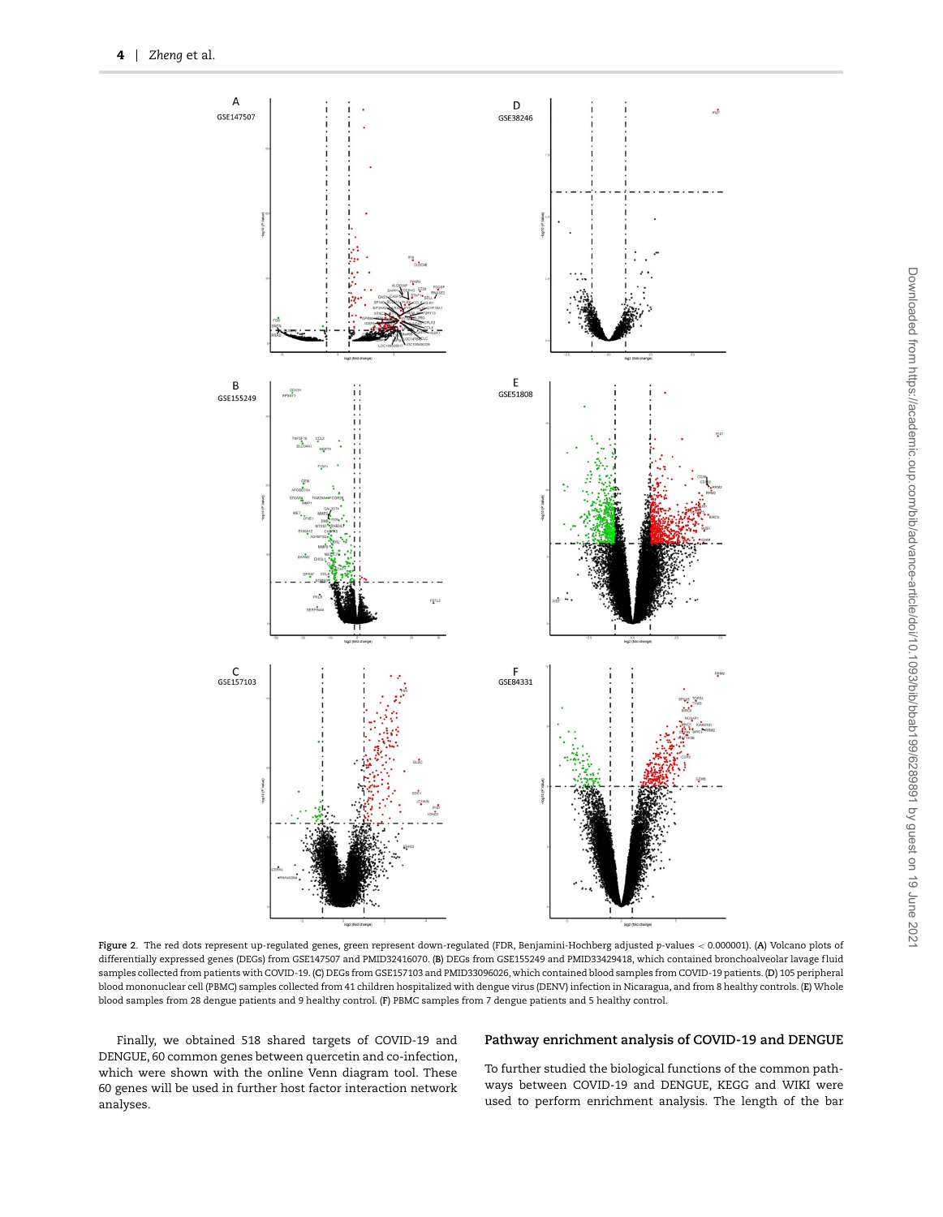**Figure 2.** The red dots represent up-regulated genes, green represent down-regulated (FDR, Benjamini-Hochberg adjusted $p$-values < 0.000001). (**A**) Volcano plots of differentially expressed genes (DEGs) from GSE147507 and PMID32416070. (**B**) DEGs from GSE155249 and PMID33429418, which contained bronchoalveolar lavage fluid samples collected from patients with COVID-19. (**C**) DEGs from GSE157103 and PMID33096026, which contained blood samples from COVID-19 patients. (**D**) 105 peripheral blood mononuclear cell (PBMC) samples collected from 41 children hospitalized with dengue virus (DENV) infection in Nicaragua, and from 8 healthy controls. (**E**) Whole blood samples from 28 dengue patients and 9 healthy control. (**F**) PBMC samples from 7 dengue patients and 5 healthy control.

Finally, we obtained 518 shared targets of COVID-19 and DENGUE, 60 common genes between quercetin and co-infection, which were shown with the online Venn diagram tool. These 60 genes will be used in further host factor interaction network analyses.

## Pathway enrichment analysis of COVID-19 and DENGUE

To further studied the biological functions of the common pathways between COVID-19 and DENGUE, KEGG and WIKI were used to perform enrichment analysis. The length of the bar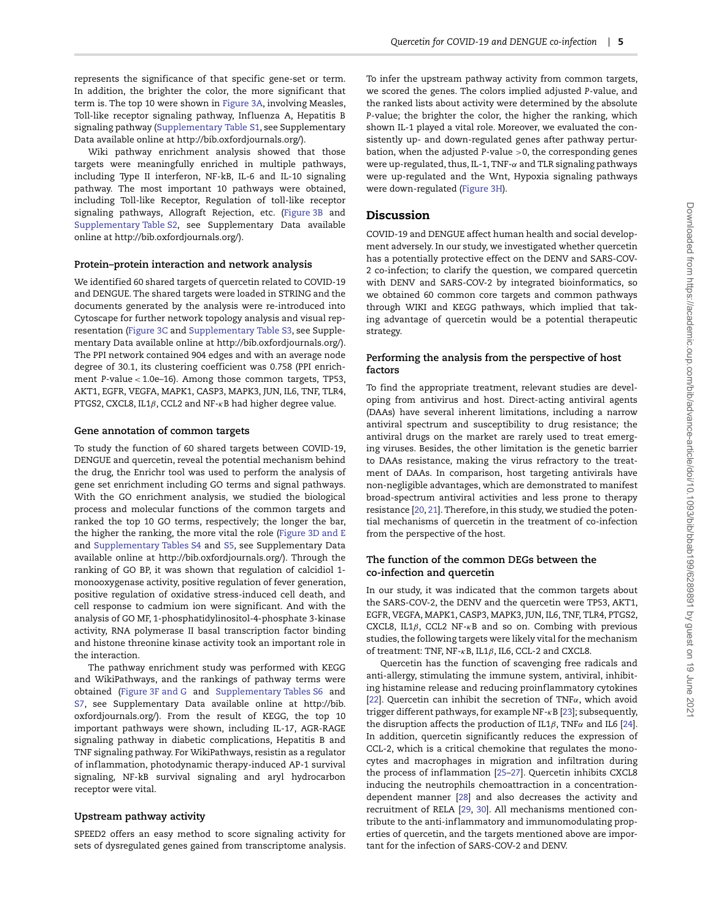represents the significance of that specific gene-set or term. In addition, the brighter the color, the more significant that term is. The top 10 were shown in Figure 3A, involving Measles, Toll-like receptor signaling pathway, Influenza A, Hepatitis B signaling pathway (Supplementary Table S1, see Supplementary Data available online at http://bib.oxfordjournals.org/).

Wiki pathway enrichment analysis showed that those targets were meaningfully enriched in multiple pathways, including Type II interferon, NF-kB, IL-6 and IL-10 signaling pathway. The most important 10 pathways were obtained, including Toll-like Receptor, Regulation of toll-like receptor signaling pathways, Allograft Rejection, etc. (Figure 3B and Supplementary Table S2, see Supplementary Data available online at http://bib.oxfordjournals.org/).

### Protein–protein interaction and network analysis

We identified 60 shared targets of quercetin related to COVID-19 and DENGUE. The shared targets were loaded in STRING and the documents generated by the analysis were re-introduced into Cytoscape for further network topology analysis and visual representation (Figure 3C and Supplementary Table S3, see Supplementary Data available online at http://bib.oxfordjournals.org/). The PPI network contained 904 edges and with an average node degree of 30.1, its clustering coefficient was 0.758 (PPI enrichment $P$-value < 1.0e–16). Among those common targets, TP53, AKT1, EGFR, VEGFA, MAPK1, CASP3, MAPK3, JUN, IL6, TNF, TLR4, PTGS2, CXCL8, IL1$\beta$, CCL2 and NF-$\kappa$B had higher degree value.

### Gene annotation of common targets

To study the function of 60 shared targets between COVID-19, DENGUE and quercetin, reveal the potential mechanism behind the drug, the Enrichr tool was used to perform the analysis of gene set enrichment including GO terms and signal pathways. With the GO enrichment analysis, we studied the biological process and molecular functions of the common targets and ranked the top 10 GO terms, respectively; the longer the bar, the higher the ranking, the more vital the role (Figure 3D and E and Supplementary Tables S4 and S5, see Supplementary Data available online at http://bib.oxfordjournals.org/). Through the ranking of GO BP, it was shown that regulation of calcidiol 1-monooxygenase activity, positive regulation of fever generation, positive regulation of oxidative stress-induced cell death, and cell response to cadmium ion were significant. And with the analysis of GO MF, 1-phosphatidylinositol-4-phosphate 3-kinase activity, RNA polymerase II basal transcription factor binding and histone threonine kinase activity took an important role in the interaction.

The pathway enrichment study was performed with KEGG and WikiPathways, and the rankings of pathway terms were obtained (Figure 3F and G and Supplementary Tables S6 and S7, see Supplementary Data available online at http://bib.oxfordjournals.org/). From the result of KEGG, the top 10 important pathways were shown, including IL-17, AGR-RAGE signaling pathway in diabetic complications, Hepatitis B and TNF signaling pathway. For WikiPathways, resistin as a regulator of inflammation, photodynamic therapy-induced AP-1 survival signaling, NF-kB survival signaling and aryl hydrocarbon receptor were vital.

### Upstream pathway activity

SPEED2 offers an easy method to score signaling activity for sets of dysregulated genes gained from transcriptome analysis. To infer the upstream pathway activity from common targets, we scored the genes. The colors implied adjusted $P$-value, and the ranked lists about activity were determined by the absolute $P$-value; the brighter the color, the higher the ranking, which shown IL-1 played a vital role. Moreover, we evaluated the consistently up- and down-regulated genes after pathway perturbation, when the adjusted $P$-value >0, the corresponding genes were up-regulated, thus, IL-1, TNF-$\alpha$ and TLR signaling pathways were up-regulated and the Wnt, Hypoxia signaling pathways were down-regulated (Figure 3H).

## Discussion

COVID-19 and DENGUE affect human health and social development adversely. In our study, we investigated whether quercetin has a potentially protective effect on the DENV and SARS-COV-2 co-infection; to clarify the question, we compared quercetin with DENV and SARS-COV-2 by integrated bioinformatics, so we obtained 60 common core targets and common pathways through WIKI and KEGG pathways, which implied that taking advantage of quercetin would be a potential therapeutic strategy.

### Performing the analysis from the perspective of host factors

To find the appropriate treatment, relevant studies are developing from antivirus and host. Direct-acting antiviral agents (DAAs) have several inherent limitations, including a narrow antiviral spectrum and susceptibility to drug resistance; the antiviral drugs on the market are rarely used to treat emerging viruses. Besides, the other limitation is the genetic barrier to DAAs resistance, making the virus refractory to the treatment of DAAs. In comparison, host targeting antivirals have non-negligible advantages, which are demonstrated to manifest broad-spectrum antiviral activities and less prone to therapy resistance [20, 21]. Therefore, in this study, we studied the potential mechanisms of quercetin in the treatment of co-infection from the perspective of the host.

### The function of the common DEGs between the co-infection and quercetin

In our study, it was indicated that the common targets about the SARS-COV-2, the DENV and the quercetin were TP53, AKT1, EGFR, VEGFA, MAPK1, CASP3, MAPK3, JUN, IL6, TNF, TLR4, PTGS2, CXCL8, IL1$\beta$, CCL2 NF-$\kappa$B and so on. Combing with previous studies, the following targets were likely vital for the mechanism of treatment: TNF, NF-$\kappa$B, IL1$\beta$, IL6, CCL-2 and CXCL8.

Quercetin has the function of scavenging free radicals and anti-allergy, stimulating the immune system, antiviral, inhibiting histamine release and reducing proinflammatory cytokines [22]. Quercetin can inhibit the secretion of TNF$\alpha$, which avoid trigger different pathways, for example NF-$\kappa$B [23]; subsequently, the disruption affects the production of IL1$\beta$, TNF$\alpha$ and IL6 [24]. In addition, quercetin significantly reduces the expression of CCL-2, which is a critical chemokine that regulates the monocytes and macrophages in migration and infiltration during the process of inflammation [25–27]. Quercetin inhibits CXCL8 inducing the neutrophils chemoattraction in a concentration-dependent manner [28] and also decreases the activity and recruitment of RELA [29, 30]. All mechanisms mentioned contribute to the anti-inflammatory and immunomodulating properties of quercetin, and the targets mentioned above are important for the infection of SARS-COV-2 and DENV.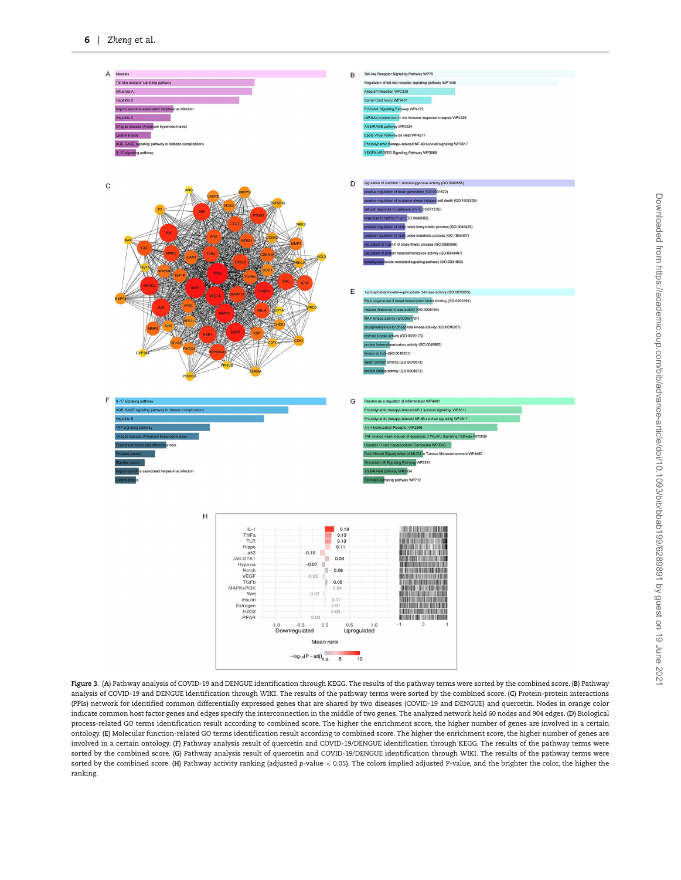**Figure 3.** **(A)** Pathway analysis of COVID-19 and DENGUE identification through KEGG. The results of the pathway terms were sorted by the combined score. **(B)** Pathway analysis of COVID-19 and DENGUE identification through WIKI. The results of the pathway terms were sorted by the combined score. **(C)** Protein-protein interactions (PPIs) network for identified common differentially expressed genes that are shared by two diseases (COVID-19 and DENGUE) and quercetin. Nodes in orange color indicate common host factor genes and edges specify the interconnection in the middle of two genes. The analyzed network held 60 nodes and 904 edges. **(D)** Biological process-related GO terms identification result according to combined score. The higher the enrichment score, the higher number of genes are involved in a certain ontology. **(E)** Molecular function-related GO terms identification result according to combined score. The higher the enrichment score, the higher number of genes are involved in a certain ontology. **(F)** Pathway analysis result of quercetin and COVID-19/DENGUE identification through KEGG. The results of the pathway terms were sorted by the combined score. **(G)** Pathway analysis result of quercetin and COVID-19/DENGUE identification through WIKI. The results of the pathway terms were sorted by the combined score. **(H)** Pathway activity ranking (adjusted $p$-value $< 0.05$). The colors implied adjusted P-value, and the brighter the color, the higher the ranking.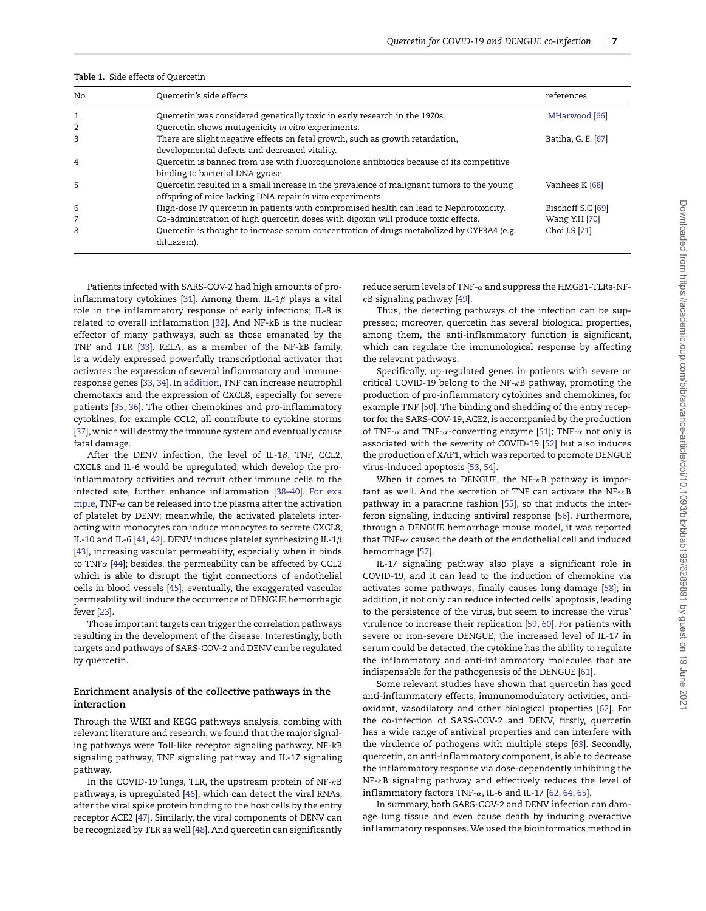**Table 1.** Side effects of Quercetin

| No. | Quercetin's side effects | references |
|---|---|---|
| 1 | Quercetin was considered genetically toxic in early research in the 1970s. | MHarwood [66] |
| 2 | Quercetin shows mutagenicity *in vitro* experiments. | |
| 3 | There are slight negative effects on fetal growth, such as growth retardation, developmental defects and decreased vitality. | Batiha, G. E. [67] |
| 4 | Quercetin is banned from use with fluoroquinolone antibiotics because of its competitive binding to bacterial DNA gyrase. | |
| 5 | Quercetin resulted in a small increase in the prevalence of malignant tumors to the young offspring of mice lacking DNA repair *in vitro* experiments. | Vanhees K [68] |
| 6 | High-dose IV quercetin in patients with compromised health can lead to Nephrotoxicity. | Bischoff S.C [69] |
| 7 | Co-administration of high quercetin doses with digoxin will produce toxic effects. | Wang Y.H [70] |
| 8 | Quercetin is thought to increase serum concentration of drugs metabolized by CYP3A4 (e.g. diltiazem). | Choi J.S [71] |

Patients infected with SARS-COV-2 had high amounts of pro-inflammatory cytokines [31]. Among them, IL-1$\beta$ plays a vital role in the inflammatory response of early infections; IL-8 is related to overall inflammation [32]. And NF-kB is the nuclear effector of many pathways, such as those emanated by the TNF and TLR [33]. RELA, as a member of the NF-kB family, is a widely expressed powerfully transcriptional activator that activates the expression of several inflammatory and immune-response genes [33, 34]. In addition, TNF can increase neutrophil chemotaxis and the expression of CXCL8, especially for severe patients [35, 36]. The other chemokines and pro-inflammatory cytokines, for example CCL2, all contribute to cytokine storms [37], which will destroy the immune system and eventually cause fatal damage.

After the DENV infection, the level of IL-1$\beta$, TNF, CCL2, CXCL8 and IL-6 would be upregulated, which develop the pro-inflammatory activities and recruit other immune cells to the infected site, further enhance inflammation [38–40]. For example, TNF-$\alpha$ can be released into the plasma after the activation of platelet by DENV; meanwhile, the activated platelets interacting with monocytes can induce monocytes to secrete CXCL8, IL-10 and IL-6 [41, 42]. DENV induces platelet synthesizing IL-1$\beta$ [43], increasing vascular permeability, especially when it binds to TNF$\alpha$ [44]; besides, the permeability can be affected by CCL2 which is able to disrupt the tight connections of endothelial cells in blood vessels [45]; eventually, the exaggerated vascular permeability will induce the occurrence of DENGUE hemorrhagic fever [23].

Those important targets can trigger the correlation pathways resulting in the development of the disease. Interestingly, both targets and pathways of SARS-COV-2 and DENV can be regulated by quercetin.

## Enrichment analysis of the collective pathways in the interaction

Through the WIKI and KEGG pathways analysis, combing with relevant literature and research, we found that the major signaling pathways were Toll-like receptor signaling pathway, NF-kB signaling pathway, TNF signaling pathway and IL-17 signaling pathway.

In the COVID-19 lungs, TLR, the upstream protein of NF-$\kappa$B pathways, is upregulated [46], which can detect the viral RNAs, after the viral spike protein binding to the host cells by the entry receptor ACE2 [47]. Similarly, the viral components of DENV can be recognized by TLR as well [48]. And quercetin can significantly reduce serum levels of TNF-$\alpha$ and suppress the HMGB1-TLRs-NF-$\kappa$B signaling pathway [49].

Thus, the detecting pathways of the infection can be suppressed; moreover, quercetin has several biological properties, among them, the anti-inflammatory function is significant, which can regulate the immunological response by affecting the relevant pathways.

Specifically, up-regulated genes in patients with severe or critical COVID-19 belong to the NF-$\kappa$B pathway, promoting the production of pro-inflammatory cytokines and chemokines, for example TNF [50]. The binding and shedding of the entry receptor for the SARS-COV-19, ACE2, is accompanied by the production of TNF-$\alpha$ and TNF-$\alpha$-converting enzyme [51]; TNF-$\alpha$ not only is associated with the severity of COVID-19 [52] but also induces the production of XAF1, which was reported to promote DENGUE virus-induced apoptosis [53, 54].

When it comes to DENGUE, the NF-$\kappa$B pathway is important as well. And the secretion of TNF can activate the NF-$\kappa$B pathway in a paracrine fashion [55], so that inducts the interferon signaling, inducing antiviral response [56]. Furthermore, through a DENGUE hemorrhage mouse model, it was reported that TNF-$\alpha$ caused the death of the endothelial cell and induced hemorrhage [57].

IL-17 signaling pathway also plays a significant role in COVID-19, and it can lead to the induction of chemokine via activates some pathways, finally causes lung damage [58]; in addition, it not only can reduce infected cells' apoptosis, leading to the persistence of the virus, but seem to increase the virus' virulence to increase their replication [59, 60]. For patients with severe or non-severe DENGUE, the increased level of IL-17 in serum could be detected; the cytokine has the ability to regulate the inflammatory and anti-inflammatory molecules that are indispensable for the pathogenesis of the DENGUE [61].

Some relevant studies have shown that quercetin has good anti-inflammatory effects, immunomodulatory activities, antioxidant, vasodilatory and other biological properties [62]. For the co-infection of SARS-COV-2 and DENV, firstly, quercetin has a wide range of antiviral properties and can interfere with the virulence of pathogens with multiple steps [63]. Secondly, quercetin, an anti-inflammatory component, is able to decrease the inflammatory response via dose-dependently inhibiting the NF-$\kappa$B signaling pathway and effectively reduces the level of inflammatory factors TNF-$\alpha$, IL-6 and IL-17 [62, 64, 65].

In summary, both SARS-COV-2 and DENV infection can damage lung tissue and even cause death by inducing overactive inflammatory responses. We used the bioinformatics method in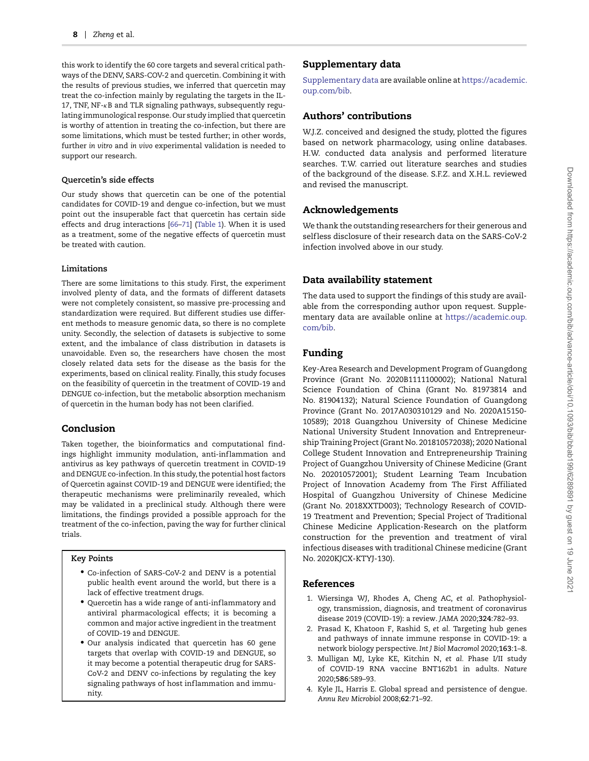this work to identify the 60 core targets and several critical pathways of the DENV, SARS-COV-2 and quercetin. Combining it with the results of previous studies, we inferred that quercetin may treat the co-infection mainly by regulating the targets in the IL-17, TNF, NF-κB and TLR signaling pathways, subsequently regulating immunological response. Our study implied that quercetin is worthy of attention in treating the co-infection, but there are some limitations, which must be tested further; in other words, further *in vitro* and *in vivo* experimental validation is needed to support our research.

### Quercetin's side effects

Our study shows that quercetin can be one of the potential candidates for COVID-19 and dengue co-infection, but we must point out the insuperable fact that quercetin has certain side effects and drug interactions [66–71] (Table 1). When it is used as a treatment, some of the negative effects of quercetin must be treated with caution.

### Limitations

There are some limitations to this study. First, the experiment involved plenty of data, and the formats of different datasets were not completely consistent, so massive pre-processing and standardization were required. But different studies use different methods to measure genomic data, so there is no complete unity. Secondly, the selection of datasets is subjective to some extent, and the imbalance of class distribution in datasets is unavoidable. Even so, the researchers have chosen the most closely related data sets for the disease as the basis for the experiments, based on clinical reality. Finally, this study focuses on the feasibility of quercetin in the treatment of COVID-19 and DENGUE co-infection, but the metabolic absorption mechanism of quercetin in the human body has not been clarified.

## Conclusion

Taken together, the bioinformatics and computational findings highlight immunity modulation, anti-inflammation and antivirus as key pathways of quercetin treatment in COVID-19 and DENGUE co-infection. In this study, the potential host factors of Quercetin against COVID-19 and DENGUE were identified; the therapeutic mechanisms were preliminarily revealed, which may be validated in a preclinical study. Although there were limitations, the findings provided a possible approach for the treatment of the co-infection, paving the way for further clinical trials.

### Key Points

- Co-infection of SARS-CoV-2 and DENV is a potential public health event around the world, but there is a lack of effective treatment drugs.
- Quercetin has a wide range of anti-inflammatory and antiviral pharmacological effects; it is becoming a common and major active ingredient in the treatment of COVID-19 and DENGUE.
- Our analysis indicated that quercetin has 60 gene targets that overlap with COVID-19 and DENGUE, so it may become a potential therapeutic drug for SARS-CoV-2 and DENV co-infections by regulating the key signaling pathways of host inflammation and immunity.

## Supplementary data

Supplementary data are available online at https://academic.oup.com/bib.

## Authors' contributions

W.J.Z. conceived and designed the study, plotted the figures based on network pharmacology, using online databases. H.W. conducted data analysis and performed literature searches. T.W. carried out literature searches and studies of the background of the disease. S.F.Z. and X.H.L. reviewed and revised the manuscript.

## Acknowledgements

We thank the outstanding researchers for their generous and selfless disclosure of their research data on the SARS-CoV-2 infection involved above in our study.

## Data availability statement

The data used to support the findings of this study are available from the corresponding author upon request. Supplementary data are available online at https://academic.oup.com/bib.

## Funding

Key-Area Research and Development Program of Guangdong Province (Grant No. 2020B1111100002); National Natural Science Foundation of China (Grant No. 81973814 and No. 81904132); Natural Science Foundation of Guangdong Province (Grant No. 2017A030310129 and No. 2020A15150-10589); 2018 Guangzhou University of Chinese Medicine National University Student Innovation and Entrepreneurship Training Project (Grant No. 201810572038); 2020 National College Student Innovation and Entrepreneurship Training Project of Guangzhou University of Chinese Medicine (Grant No. 202010572001); Student Learning Team Incubation Project of Innovation Academy from The First Affiliated Hospital of Guangzhou University of Chinese Medicine (Grant No. 2018XXTD003); Technology Research of COVID-19 Treatment and Prevention; Special Project of Traditional Chinese Medicine Application-Research on the platform construction for the prevention and treatment of viral infectious diseases with traditional Chinese medicine (Grant No. 2020KJCX-KTYJ-130).

## References

1. Wiersinga WJ, Rhodes A, Cheng AC, *et al.* Pathophysiology, transmission, diagnosis, and treatment of coronavirus disease 2019 (COVID-19): a review. *JAMA* 2020;**324**:782–93.
2. Prasad K, Khatoon F, Rashid S, *et al.* Targeting hub genes and pathways of innate immune response in COVID-19: a network biology perspective. *Int J Biol Macromol* 2020;**163**:1–8.
3. Mulligan MJ, Lyke KE, Kitchin N, *et al.* Phase I/II study of COVID-19 RNA vaccine BNT162b1 in adults. *Nature* 2020;**586**:589–93.
4. Kyle JL, Harris E. Global spread and persistence of dengue. *Annu Rev Microbiol* 2008;**62**:71–92.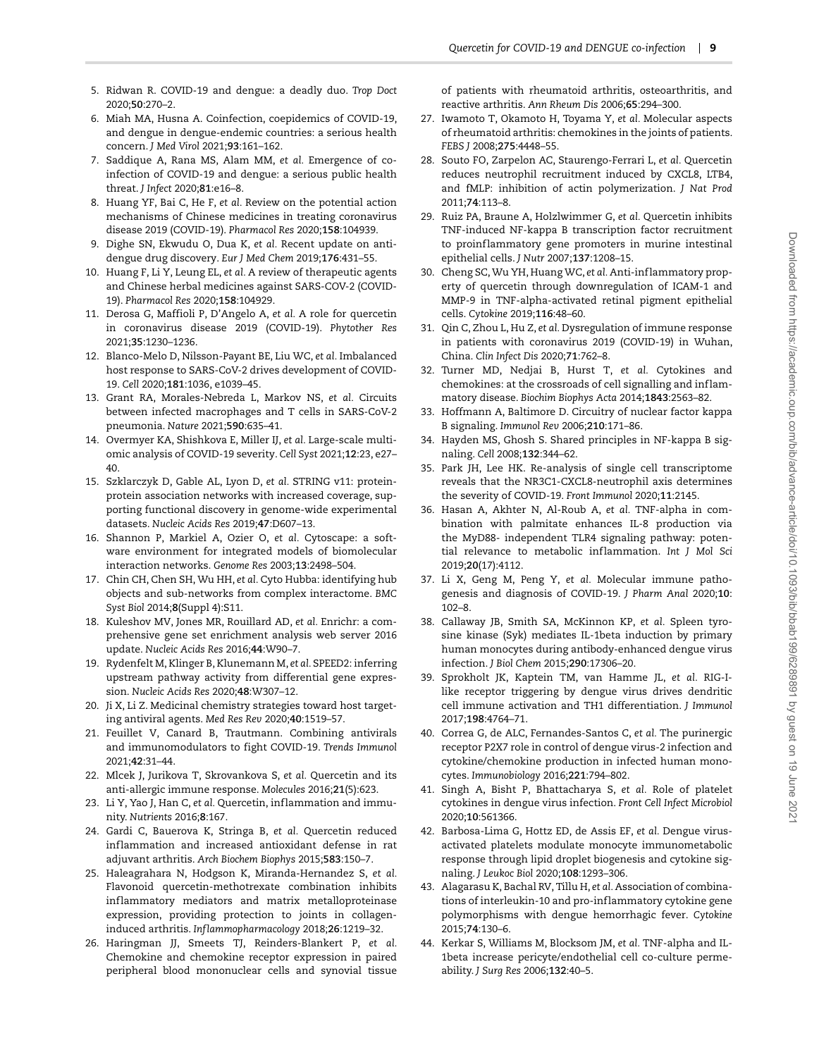5. Ridwan R. COVID-19 and dengue: a deadly duo. *Trop Doct* 2020;**50**:270–2.
6. Miah MA, Husna A. Coinfection, coepidemics of COVID-19, and dengue in dengue-endemic countries: a serious health concern. *J Med Virol* 2021;**93**:161–162.
7. Saddique A, Rana MS, Alam MM, *et al.* Emergence of co-infection of COVID-19 and dengue: a serious public health threat. *J Infect* 2020;**81**:e16–8.
8. Huang YF, Bai C, He F, *et al.* Review on the potential action mechanisms of Chinese medicines in treating coronavirus disease 2019 (COVID-19). *Pharmacol Res* 2020;**158**:104939.
9. Dighe SN, Ekwudu O, Dua K, *et al.* Recent update on anti-dengue drug discovery. *Eur J Med Chem* 2019;**176**:431–55.
10. Huang F, Li Y, Leung EL, *et al.* A review of therapeutic agents and Chinese herbal medicines against SARS-COV-2 (COVID-19). *Pharmacol Res* 2020;**158**:104929.
11. Derosa G, Maffioli P, D'Angelo A, *et al.* A role for quercetin in coronavirus disease 2019 (COVID-19). *Phytother Res* 2021;**35**:1230–1236.
12. Blanco-Melo D, Nilsson-Payant BE, Liu WC, *et al.* Imbalanced host response to SARS-CoV-2 drives development of COVID-19. *Cell* 2020;**181**:1036, e1039–45.
13. Grant RA, Morales-Nebreda L, Markov NS, *et al.* Circuits between infected macrophages and T cells in SARS-CoV-2 pneumonia. *Nature* 2021;**590**:635–41.
14. Overmyer KA, Shishkova E, Miller IJ, *et al.* Large-scale multi-omic analysis of COVID-19 severity. *Cell Syst* 2021;**12**:23, e27–40.
15. Szklarczyk D, Gable AL, Lyon D, *et al.* STRING v11: protein-protein association networks with increased coverage, supporting functional discovery in genome-wide experimental datasets. *Nucleic Acids Res* 2019;**47**:D607–13.
16. Shannon P, Markiel A, Ozier O, *et al.* Cytoscape: a software environment for integrated models of biomolecular interaction networks. *Genome Res* 2003;**13**:2498–504.
17. Chin CH, Chen SH, Wu HH, *et al.* Cyto Hubba: identifying hub objects and sub-networks from complex interactome. *BMC Syst Biol* 2014;**8**(Suppl 4):S11.
18. Kuleshov MV, Jones MR, Rouillard AD, *et al.* Enrichr: a comprehensive gene set enrichment analysis web server 2016 update. *Nucleic Acids Res* 2016;**44**:W90–7.
19. Rydenfelt M, Klinger B, Klunemann M, *et al.* SPEED2: inferring upstream pathway activity from differential gene expression. *Nucleic Acids Res* 2020;**48**:W307–12.
20. Ji X, Li Z. Medicinal chemistry strategies toward host targeting antiviral agents. *Med Res Rev* 2020;**40**:1519–57.
21. Feuillet V, Canard B, Trautmann. Combining antivirals and immunomodulators to fight COVID-19. *Trends Immunol* 2021;**42**:31–44.
22. Mlcek J, Jurikova T, Skrovankova S, *et al.* Quercetin and its anti-allergic immune response. *Molecules* 2016;**21**(5):623.
23. Li Y, Yao J, Han C, *et al.* Quercetin, inflammation and immunity. *Nutrients* 2016;**8**:167.
24. Gardi C, Bauerova K, Stringa B, *et al.* Quercetin reduced inflammation and increased antioxidant defense in rat adjuvant arthritis. *Arch Biochem Biophys* 2015;**583**:150–7.
25. Haleagrahara N, Hodgson K, Miranda-Hernandez S, *et al.* Flavonoid quercetin-methotrexate combination inhibits inflammatory mediators and matrix metalloproteinase expression, providing protection to joints in collagen-induced arthritis. *Inflammopharmacology* 2018;**26**:1219–32.
26. Haringman JJ, Smeets TJ, Reinders-Blankert P, *et al.* Chemokine and chemokine receptor expression in paired peripheral blood mononuclear cells and synovial tissue of patients with rheumatoid arthritis, osteoarthritis, and reactive arthritis. *Ann Rheum Dis* 2006;**65**:294–300.
27. Iwamoto T, Okamoto H, Toyama Y, *et al.* Molecular aspects of rheumatoid arthritis: chemokines in the joints of patients. *FEBS J* 2008;**275**:4448–55.
28. Souto FO, Zarpelon AC, Staurengo-Ferrari L, *et al.* Quercetin reduces neutrophil recruitment induced by CXCL8, LTB4, and fMLP: inhibition of actin polymerization. *J Nat Prod* 2011;**74**:113–8.
29. Ruiz PA, Braune A, Holzlwimmer G, *et al.* Quercetin inhibits TNF-induced NF-kappa B transcription factor recruitment to proinflammatory gene promoters in murine intestinal epithelial cells. *J Nutr* 2007;**137**:1208–15.
30. Cheng SC, Wu YH, Huang WC, *et al.* Anti-inflammatory property of quercetin through downregulation of ICAM-1 and MMP-9 in TNF-alpha-activated retinal pigment epithelial cells. *Cytokine* 2019;**116**:48–60.
31. Qin C, Zhou L, Hu Z, *et al.* Dysregulation of immune response in patients with coronavirus 2019 (COVID-19) in Wuhan, China. *Clin Infect Dis* 2020;**71**:762–8.
32. Turner MD, Nedjai B, Hurst T, *et al.* Cytokines and chemokines: at the crossroads of cell signalling and inflammatory disease. *Biochim Biophys Acta* 2014;**1843**:2563–82.
33. Hoffmann A, Baltimore D. Circuitry of nuclear factor kappa B signaling. *Immunol Rev* 2006;**210**:171–86.
34. Hayden MS, Ghosh S. Shared principles in NF-kappa B signaling. *Cell* 2008;**132**:344–62.
35. Park JH, Lee HK. Re-analysis of single cell transcriptome reveals that the NR3C1-CXCL8-neutrophil axis determines the severity of COVID-19. *Front Immunol* 2020;**11**:2145.
36. Hasan A, Akhter N, Al-Roub A, *et al.* TNF-alpha in combination with palmitate enhances IL-8 production via the MyD88- independent TLR4 signaling pathway: potential relevance to metabolic inflammation. *Int J Mol Sci* 2019;**20**(17):4112.
37. Li X, Geng M, Peng Y, *et al.* Molecular immune pathogenesis and diagnosis of COVID-19. *J Pharm Anal* 2020;**10**: 102–8.
38. Callaway JB, Smith SA, McKinnon KP, *et al.* Spleen tyrosine kinase (Syk) mediates IL-1beta induction by primary human monocytes during antibody-enhanced dengue virus infection. *J Biol Chem* 2015;**290**:17306–20.
39. Sprokholt JK, Kaptein TM, van Hamme JL, *et al.* RIG-I-like receptor triggering by dengue virus drives dendritic cell immune activation and TH1 differentiation. *J Immunol* 2017;**198**:4764–71.
40. Correa G, de ALC, Fernandes-Santos C, *et al.* The purinergic receptor P2X7 role in control of dengue virus-2 infection and cytokine/chemokine production in infected human monocytes. *Immunobiology* 2016;**221**:794–802.
41. Singh A, Bisht P, Bhattacharya S, *et al.* Role of platelet cytokines in dengue virus infection. *Front Cell Infect Microbiol* 2020;**10**:561366.
42. Barbosa-Lima G, Hottz ED, de Assis EF, *et al.* Dengue virus-activated platelets modulate monocyte immunometabolic response through lipid droplet biogenesis and cytokine signaling. *J Leukoc Biol* 2020;**108**:1293–306.
43. Alagarasu K, Bachal RV, Tillu H, *et al.* Association of combinations of interleukin-10 and pro-inflammatory cytokine gene polymorphisms with dengue hemorrhagic fever. *Cytokine* 2015;**74**:130–6.
44. Kerkar S, Williams M, Blocksom JM, *et al.* TNF-alpha and IL-1beta increase pericyte/endothelial cell co-culture permeability. *J Surg Res* 2006;**132**:40–5.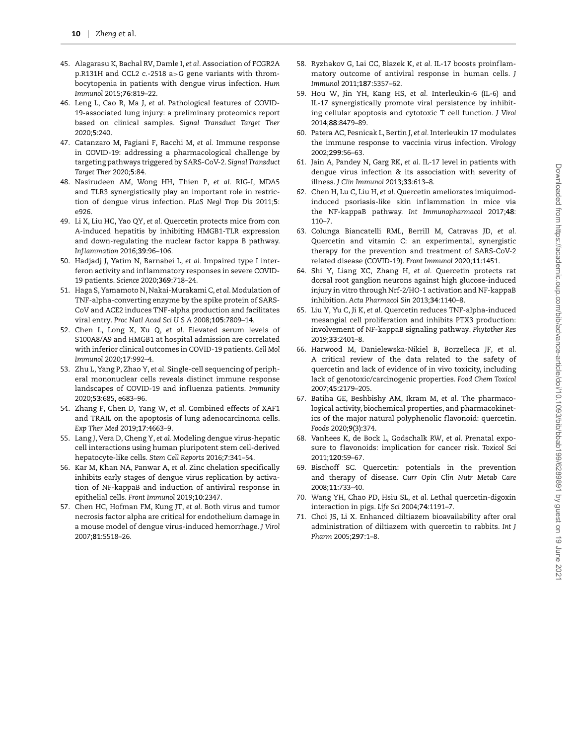45. Alagarasu K, Bachal RV, Damle I, *et al.* Association of FCGR2A p.R131H and CCL2 c.-2518 a>G gene variants with thrombocytopenia in patients with dengue virus infection. *Hum Immunol* 2015;**76**:819–22.
46. Leng L, Cao R, Ma J, *et al.* Pathological features of COVID-19-associated lung injury: a preliminary proteomics report based on clinical samples. *Signal Transduct Target Ther* 2020;**5**:240.
47. Catanzaro M, Fagiani F, Racchi M, *et al.* Immune response in COVID-19: addressing a pharmacological challenge by targeting pathways triggered by SARS-CoV-2. *Signal Transduct Target Ther* 2020;**5**:84.
48. Nasirudeen AM, Wong HH, Thien P, *et al.* RIG-I, MDA5 and TLR3 synergistically play an important role in restriction of dengue virus infection. *PLoS Negl Trop Dis* 2011;**5**: e926.
49. Li X, Liu HC, Yao QY, *et al.* Quercetin protects mice from con A-induced hepatitis by inhibiting HMGB1-TLR expression and down-regulating the nuclear factor kappa B pathway. *Inflammation* 2016;**39**:96–106.
50. Hadjadj J, Yatim N, Barnabei L, *et al.* Impaired type I interferon activity and inflammatory responses in severe COVID-19 patients. *Science* 2020;**369**:718–24.
51. Haga S, Yamamoto N, Nakai-Murakami C, *et al.* Modulation of TNF-alpha-converting enzyme by the spike protein of SARS-CoV and ACE2 induces TNF-alpha production and facilitates viral entry. *Proc Natl Acad Sci U S A* 2008;**105**:7809–14.
52. Chen L, Long X, Xu Q, *et al.* Elevated serum levels of S100A8/A9 and HMGB1 at hospital admission are correlated with inferior clinical outcomes in COVID-19 patients. *Cell Mol Immunol* 2020;**17**:992–4.
53. Zhu L, Yang P, Zhao Y, *et al.* Single-cell sequencing of peripheral mononuclear cells reveals distinct immune response landscapes of COVID-19 and influenza patients. *Immunity* 2020;**53**:685, e683–96.
54. Zhang F, Chen D, Yang W, *et al.* Combined effects of XAF1 and TRAIL on the apoptosis of lung adenocarcinoma cells. *Exp Ther Med* 2019;**17**:4663–9.
55. Lang J, Vera D, Cheng Y, *et al.* Modeling dengue virus-hepatic cell interactions using human pluripotent stem cell-derived hepatocyte-like cells. *Stem Cell Reports* 2016;**7**:341–54.
56. Kar M, Khan NA, Panwar A, *et al.* Zinc chelation specifically inhibits early stages of dengue virus replication by activation of NF-kappaB and induction of antiviral response in epithelial cells. *Front Immunol* 2019;**10**:2347.
57. Chen HC, Hofman FM, Kung JT, *et al.* Both virus and tumor necrosis factor alpha are critical for endothelium damage in a mouse model of dengue virus-induced hemorrhage. *J Virol* 2007;**81**:5518–26.
58. Ryzhakov G, Lai CC, Blazek K, *et al.* IL-17 boosts proinflammatory outcome of antiviral response in human cells. *J Immunol* 2011;**187**:5357–62.
59. Hou W, Jin YH, Kang HS, *et al.* Interleukin-6 (IL-6) and IL-17 synergistically promote viral persistence by inhibiting cellular apoptosis and cytotoxic T cell function. *J Virol* 2014;**88**:8479–89.
60. Patera AC, Pesnicak L, Bertin J, *et al.* Interleukin 17 modulates the immune response to vaccinia virus infection. *Virology* 2002;**299**:56–63.
61. Jain A, Pandey N, Garg RK, *et al.* IL-17 level in patients with dengue virus infection & its association with severity of illness. *J Clin Immunol* 2013;**33**:613–8.
62. Chen H, Lu C, Liu H, *et al.* Quercetin ameliorates imiquimod-induced psoriasis-like skin inflammation in mice via the NF-kappaB pathway. *Int Immunopharmacol* 2017;**48**: 110–7.
63. Colunga Biancatelli RML, Berrill M, Catravas JD, *et al.* Quercetin and vitamin C: an experimental, synergistic therapy for the prevention and treatment of SARS-CoV-2 related disease (COVID-19). *Front Immunol* 2020;**11**:1451.
64. Shi Y, Liang XC, Zhang H, *et al.* Quercetin protects rat dorsal root ganglion neurons against high glucose-induced injury in vitro through Nrf-2/HO-1 activation and NF-kappaB inhibition. *Acta Pharmacol Sin* 2013;**34**:1140–8.
65. Liu Y, Yu C, Ji K, *et al.* Quercetin reduces TNF-alpha-induced mesangial cell proliferation and inhibits PTX3 production: involvement of NF-kappaB signaling pathway. *Phytother Res* 2019;**33**:2401–8.
66. Harwood M, Danielewska-Nikiel B, Borzelleca JF, *et al.* A critical review of the data related to the safety of quercetin and lack of evidence of in vivo toxicity, including lack of genotoxic/carcinogenic properties. *Food Chem Toxicol* 2007;**45**:2179–205.
67. Batiha GE, Beshbishy AM, Ikram M, *et al.* The pharmacological activity, biochemical properties, and pharmacokinetics of the major natural polyphenolic flavonoid: quercetin. *Foods* 2020;**9**(3):374.
68. Vanhees K, de Bock L, Godschalk RW, *et al.* Prenatal exposure to flavonoids: implication for cancer risk. *Toxicol Sci* 2011;**120**:59–67.
69. Bischoff SC. Quercetin: potentials in the prevention and therapy of disease. *Curr Opin Clin Nutr Metab Care* 2008;**11**:733–40.
70. Wang YH, Chao PD, Hsiu SL, *et al.* Lethal quercetin-digoxin interaction in pigs. *Life Sci* 2004;**74**:1191–7.
71. Choi JS, Li X. Enhanced diltiazem bioavailability after oral administration of diltiazem with quercetin to rabbits. *Int J Pharm* 2005;**297**:1–8.